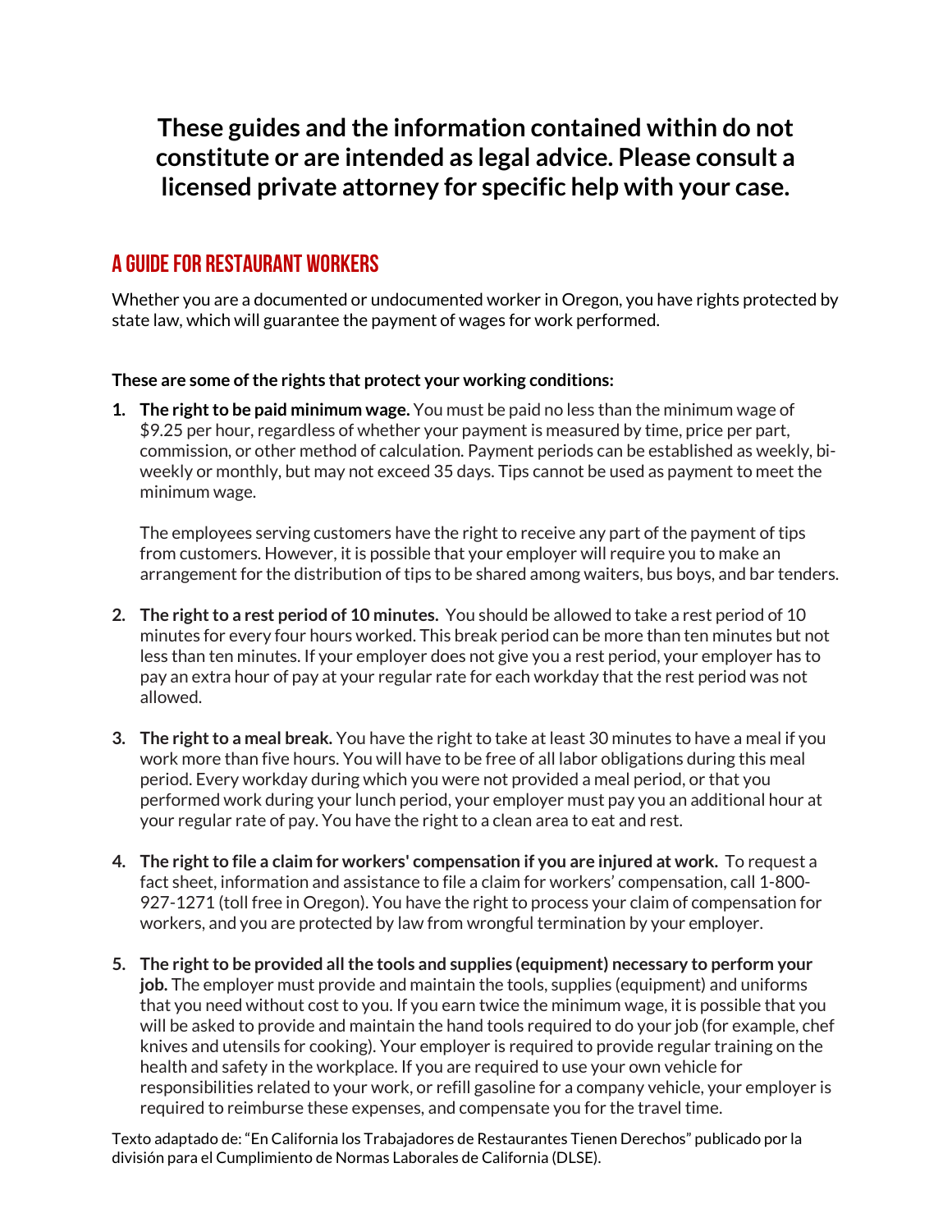**These guides and the information contained within do not constitute or are intended as legal advice. Please consult a licensed private attorney for specific help with your case.**

## A GUIDE FOR RESTAURANT WORKERS

Whether you are a documented or undocumented worker in Oregon, you have rights protected by state law, which will guarantee the payment of wages for work performed.

**These are some of the rights that protect your working conditions:**

1. **The right to be paid minimum wage.** You must be paid no less than the minimum wage of $9.25 per hour, regardless of whether your payment is measured by time, price per part, commission, or other method of calculation. Payment periods can be established as weekly, bi-weekly or monthly, but may not exceed 35 days. Tips cannot be used as payment to meet the minimum wage.

   The employees serving customers have the right to receive any part of the payment of tips from customers. However, it is possible that your employer will require you to make an arrangement for the distribution of tips to be shared among waiters, bus boys, and bar tenders.

2. **The right to a rest period of 10 minutes.** You should be allowed to take a rest period of 10 minutes for every four hours worked. This break period can be more than ten minutes but not less than ten minutes. If your employer does not give you a rest period, your employer has to pay an extra hour of pay at your regular rate for each workday that the rest period was not allowed.

3. **The right to a meal break.** You have the right to take at least 30 minutes to have a meal if you work more than five hours. You will have to be free of all labor obligations during this meal period. Every workday during which you were not provided a meal period, or that you performed work during your lunch period, your employer must pay you an additional hour at your regular rate of pay. You have the right to a clean area to eat and rest.

4. **The right to file a claim for workers' compensation if you are injured at work.** To request a fact sheet, information and assistance to file a claim for workers' compensation, call 1-800-927-1271 (toll free in Oregon). You have the right to process your claim of compensation for workers, and you are protected by law from wrongful termination by your employer.

5. **The right to be provided all the tools and supplies (equipment) necessary to perform your job.** The employer must provide and maintain the tools, supplies (equipment) and uniforms that you need without cost to you. If you earn twice the minimum wage, it is possible that you will be asked to provide and maintain the hand tools required to do your job (for example, chef knives and utensils for cooking). Your employer is required to provide regular training on the health and safety in the workplace. If you are required to use your own vehicle for responsibilities related to your work, or refill gasoline for a company vehicle, your employer is required to reimburse these expenses, and compensate you for the travel time.

Texto adaptado de: "En California los Trabajadores de Restaurantes Tienen Derechos" publicado por la división para el Cumplimiento de Normas Laborales de California (DLSE).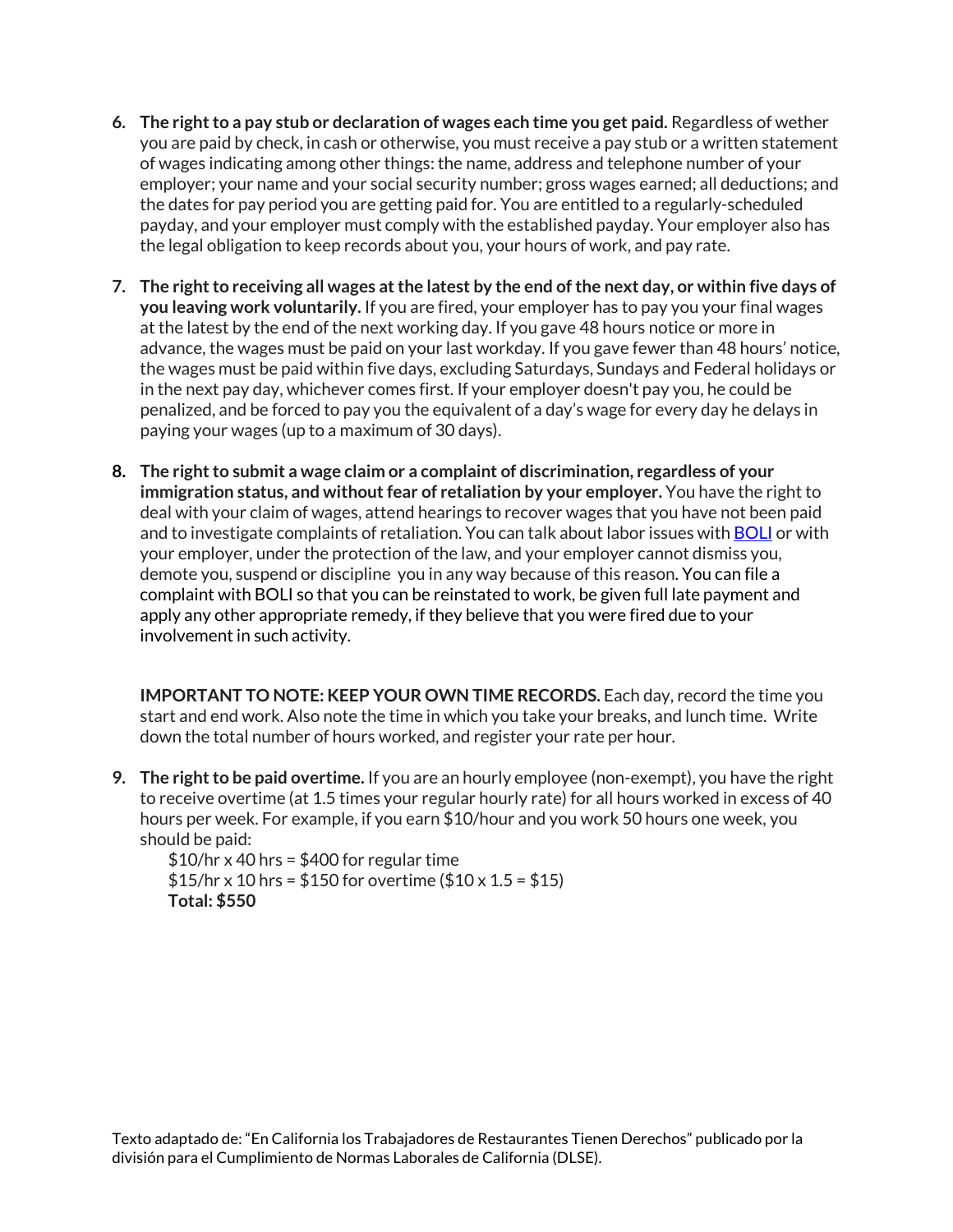6. **The right to a pay stub or declaration of wages each time you get paid.** Regardless of wether you are paid by check, in cash or otherwise, you must receive a pay stub or a written statement of wages indicating among other things: the name, address and telephone number of your employer; your name and your social security number; gross wages earned; all deductions; and the dates for pay period you are getting paid for. You are entitled to a regularly-scheduled payday, and your employer must comply with the established payday. Your employer also has the legal obligation to keep records about you, your hours of work, and pay rate.

7. **The right to receiving all wages at the latest by the end of the next day, or within five days of you leaving work voluntarily.** If you are fired, your employer has to pay you your final wages at the latest by the end of the next working day. If you gave 48 hours notice or more in advance, the wages must be paid on your last workday. If you gave fewer than 48 hours' notice, the wages must be paid within five days, excluding Saturdays, Sundays and Federal holidays or in the next pay day, whichever comes first. If your employer doesn't pay you, he could be penalized, and be forced to pay you the equivalent of a day's wage for every day he delays in paying your wages (up to a maximum of 30 days).

8. **The right to submit a wage claim or a complaint of discrimination, regardless of your immigration status, and without fear of retaliation by your employer.** You have the right to deal with your claim of wages, attend hearings to recover wages that you have not been paid and to investigate complaints of retaliation. You can talk about labor issues with BOLI or with your employer, under the protection of the law, and your employer cannot dismiss you, demote you, suspend or discipline you in any way because of this reason. You can file a complaint with BOLI so that you can be reinstated to work, be given full late payment and apply any other appropriate remedy, if they believe that you were fired due to your involvement in such activity.

   **IMPORTANT TO NOTE: KEEP YOUR OWN TIME RECORDS.** Each day, record the time you start and end work. Also note the time in which you take your breaks, and lunch time. Write down the total number of hours worked, and register your rate per hour.

9. **The right to be paid overtime.** If you are an hourly employee (non-exempt), you have the right to receive overtime (at 1.5 times your regular hourly rate) for all hours worked in excess of 40 hours per week. For example, if you earn $10/hour and you work 50 hours one week, you should be paid:
   $10/hr x 40 hrs = $400 for regular time
   $15/hr x 10 hrs = $150 for overtime ($10 x 1.5 = $15)
   **Total: $550**

Texto adaptado de: "En California los Trabajadores de Restaurantes Tienen Derechos" publicado por la división para el Cumplimiento de Normas Laborales de California (DLSE).